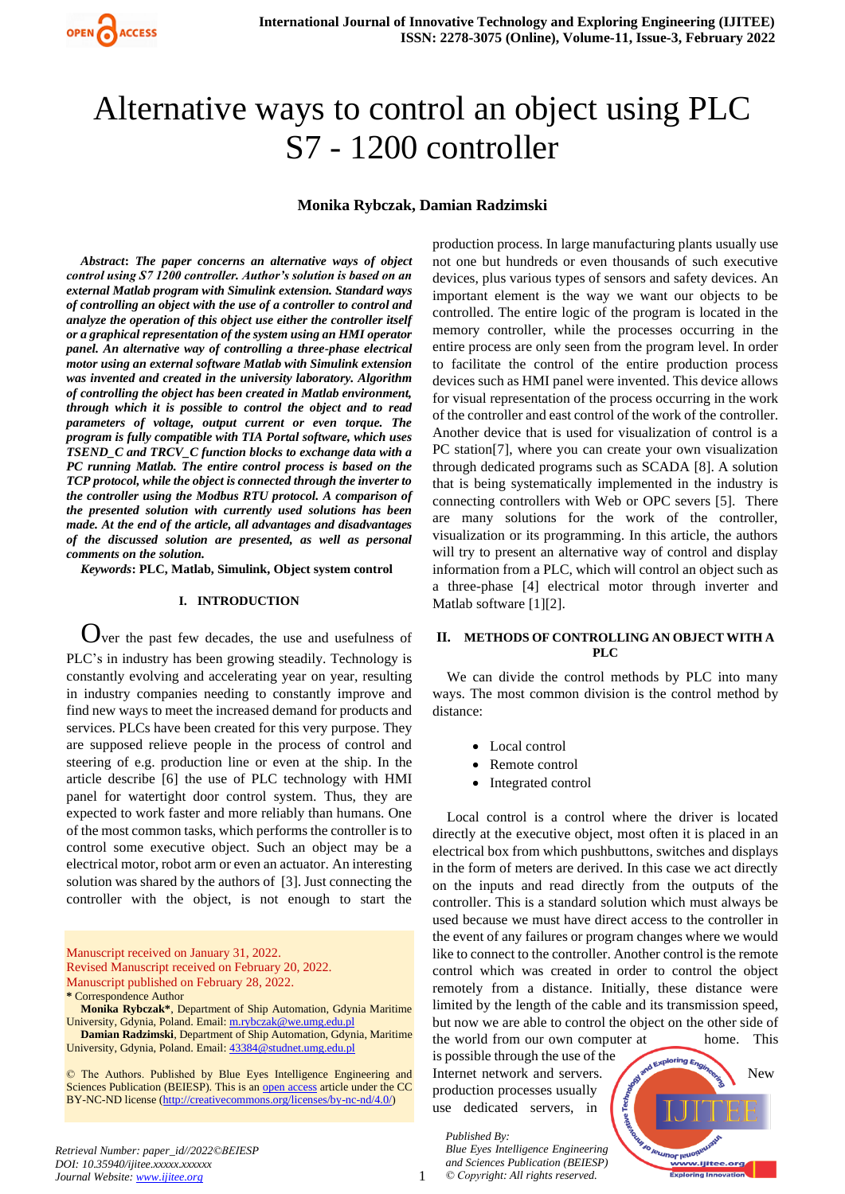# Alternative ways to control an object using PLC S7 - 1200 controller

**Monika Rybczak, Damian Radzimski**

***Abstract*: *The paper concerns an alternative ways of object control using S7 1200 controller. Author's solution is based on an external Matlab program with Simulink extension. Standard ways of controlling an object with the use of a controller to control and analyze the operation of this object use either the controller itself or a graphical representation of the system using an HMI operator panel. An alternative way of controlling a three-phase electrical motor using an external software Matlab with Simulink extension was invented and created in the university laboratory. Algorithm of controlling the object has been created in Matlab environment, through which it is possible to control the object and to read parameters of voltage, output current or even torque. The program is fully compatible with TIA Portal software, which uses TSEND_C and TRCV_C function blocks to exchange data with a PC running Matlab. The entire control process is based on the TCP protocol, while the object is connected through the inverter to the controller using the Modbus RTU protocol. A comparison of the presented solution with currently used solutions has been made. At the end of the article, all advantages and disadvantages of the discussed solution are presented, as well as personal comments on the solution.***

*Keywords*: **PLC, Matlab, Simulink, Object system control**

## I. INTRODUCTION

Over the past few decades, the use and usefulness of PLC's in industry has been growing steadily. Technology is constantly evolving and accelerating year on year, resulting in industry companies needing to constantly improve and find new ways to meet the increased demand for products and services. PLCs have been created for this very purpose. They are supposed relieve people in the process of control and steering of e.g. production line or even at the ship. In the article describe [6] the use of PLC technology with HMI panel for watertight door control system. Thus, they are expected to work faster and more reliably than humans. One of the most common tasks, which performs the controller is to control some executive object. Such an object may be a electrical motor, robot arm or even an actuator. An interesting solution was shared by the authors of [3]. Just connecting the controller with the object, is not enough to start the production process. In large manufacturing plants usually use not one but hundreds or even thousands of such executive devices, plus various types of sensors and safety devices. An important element is the way we want our objects to be controlled. The entire logic of the program is located in the memory controller, while the processes occurring in the entire process are only seen from the program level. In order to facilitate the control of the entire production process devices such as HMI panel were invented. This device allows for visual representation of the process occurring in the work of the controller and east control of the work of the controller. Another device that is used for visualization of control is a PC station[7], where you can create your own visualization through dedicated programs such as SCADA [8]. A solution that is being systematically implemented in the industry is connecting controllers with Web or OPC severs [5]. There are many solutions for the work of the controller, visualization or its programming. In this article, the authors will try to present an alternative way of control and display information from a PLC, which will control an object such as a three-phase [4] electrical motor through inverter and Matlab software [1][2].

Manuscript received on January 31, 2022.
Revised Manuscript received on February 20, 2022.
Manuscript published on February 28, 2022.
\* Correspondence Author

**Monika Rybczak\***, Department of Ship Automation, Gdynia Maritime University, Gdynia, Poland. Email: m.rybczak@we.umg.edu.pl

**Damian Radzimski**, Department of Ship Automation, Gdynia, Maritime University, Gdynia, Poland. Email: 43384@studnet.umg.edu.pl

© The Authors. Published by Blue Eyes Intelligence Engineering and Sciences Publication (BEIESP). This is an open access article under the CC BY-NC-ND license (http://creativecommons.org/licenses/by-nc-nd/4.0/)

## II. METHODS OF CONTROLLING AN OBJECT WITH A PLC

We can divide the control methods by PLC into many ways. The most common division is the control method by distance:

- Local control
- Remote control
- Integrated control

Local control is a control where the driver is located directly at the executive object, most often it is placed in an electrical box from which pushbuttons, switches and displays in the form of meters are derived. In this case we act directly on the inputs and read directly from the outputs of the controller. This is a standard solution which must always be used because we must have direct access to the controller in the event of any failures or program changes where we would like to connect to the controller. Another control is the remote control which was created in order to control the object remotely from a distance. Initially, these distance were limited by the length of the cable and its transmission speed, but now we are able to control the object on the other side of the world from our own computer at home. This is possible through the use of the Internet network and servers. New production processes usually use dedicated servers, in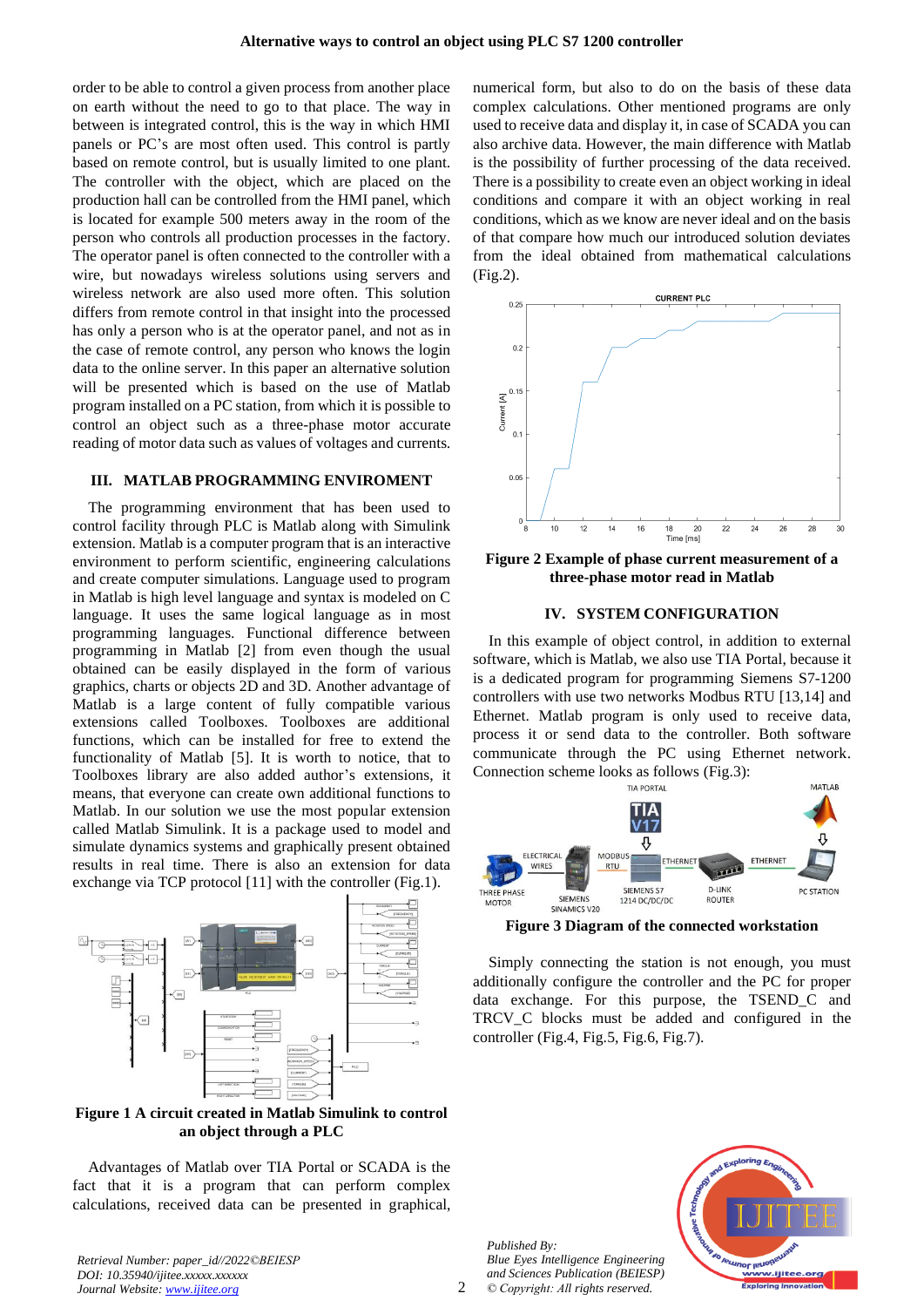order to be able to control a given process from another place on earth without the need to go to that place. The way in between is integrated control, this is the way in which HMI panels or PC's are most often used. This control is partly based on remote control, but is usually limited to one plant. The controller with the object, which are placed on the production hall can be controlled from the HMI panel, which is located for example 500 meters away in the room of the person who controls all production processes in the factory. The operator panel is often connected to the controller with a wire, but nowadays wireless solutions using servers and wireless network are also used more often. This solution differs from remote control in that insight into the processed has only a person who is at the operator panel, and not as in the case of remote control, any person who knows the login data to the online server. In this paper an alternative solution will be presented which is based on the use of Matlab program installed on a PC station, from which it is possible to control an object such as a three-phase motor accurate reading of motor data such as values of voltages and currents.

## III. MATLAB PROGRAMMING ENVIROMENT

The programming environment that has been used to control facility through PLC is Matlab along with Simulink extension. Matlab is a computer program that is an interactive environment to perform scientific, engineering calculations and create computer simulations. Language used to program in Matlab is high level language and syntax is modeled on C language. It uses the same logical language as in most programming languages. Functional difference between programming in Matlab [2] from even though the usual obtained can be easily displayed in the form of various graphics, charts or objects 2D and 3D. Another advantage of Matlab is a large content of fully compatible various extensions called Toolboxes. Toolboxes are additional functions, which can be installed for free to extend the functionality of Matlab [5]. It is worth to notice, that to Toolboxes library are also added author's extensions, it means, that everyone can create own additional functions to Matlab. In our solution we use the most popular extension called Matlab Simulink. It is a package used to model and simulate dynamics systems and graphically present obtained results in real time. There is also an extension for data exchange via TCP protocol [11] with the controller (Fig.1).

**Figure 1 A circuit created in Matlab Simulink to control an object through a PLC**

Advantages of Matlab over TIA Portal or SCADA is the fact that it is a program that can perform complex calculations, received data can be presented in graphical, numerical form, but also to do on the basis of these data complex calculations. Other mentioned programs are only used to receive data and display it, in case of SCADA you can also archive data. However, the main difference with Matlab is the possibility of further processing of the data received. There is a possibility to create even an object working in ideal conditions and compare it with an object working in real conditions, which as we know are never ideal and on the basis of that compare how much our introduced solution deviates from the ideal obtained from mathematical calculations (Fig.2).

**Figure 2 Example of phase current measurement of a three-phase motor read in Matlab**

## IV. SYSTEM CONFIGURATION

In this example of object control, in addition to external software, which is Matlab, we also use TIA Portal, because it is a dedicated program for programming Siemens S7-1200 controllers with use two networks Modbus RTU [13,14] and Ethernet. Matlab program is only used to receive data, process it or send data to the controller. Both software communicate through the PC using Ethernet network. Connection scheme looks as follows (Fig.3):

**Figure 3 Diagram of the connected workstation**

Simply connecting the station is not enough, you must additionally configure the controller and the PC for proper data exchange. For this purpose, the TSEND_C and TRCV_C blocks must be added and configured in the controller (Fig.4, Fig.5, Fig.6, Fig.7).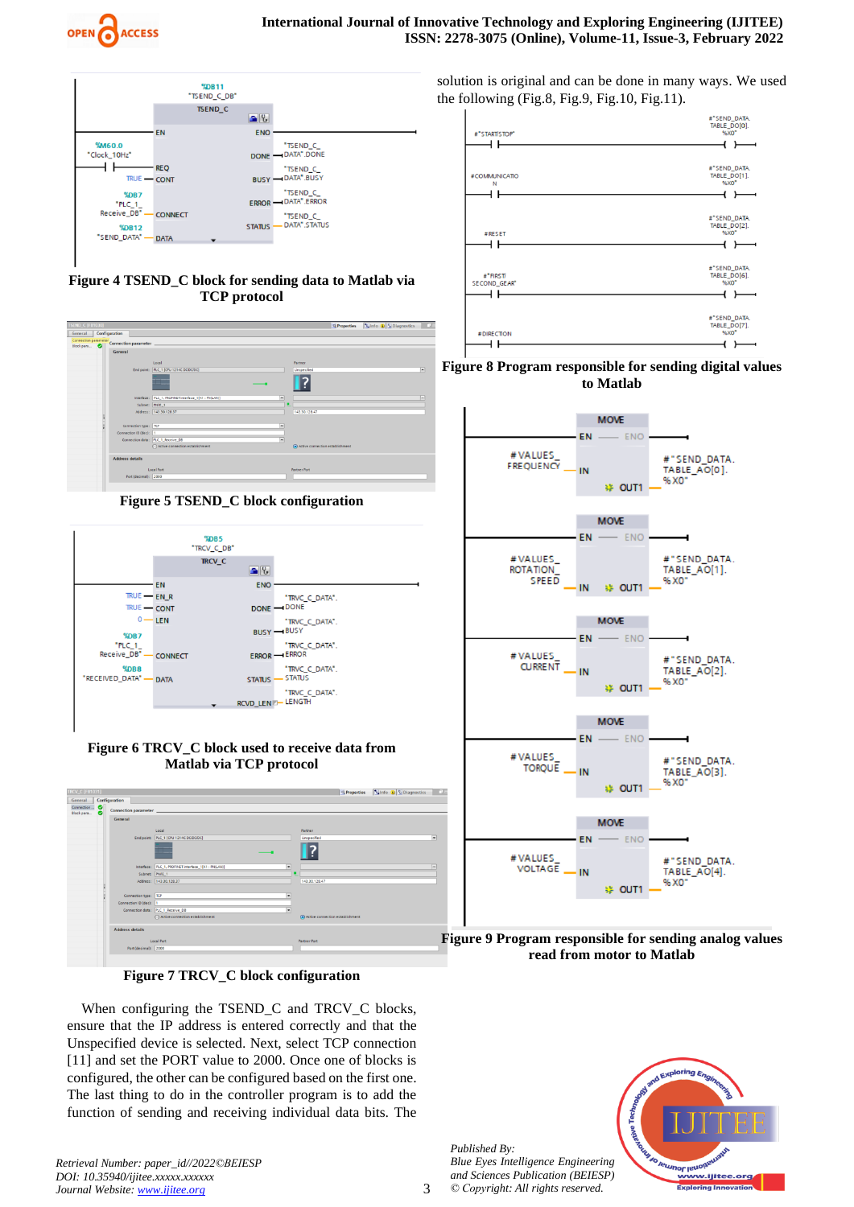Figure 4 TSEND_C block for sending data to Matlab via TCP protocol

Figure 5 TSEND_C block configuration

Figure 6 TRCV_C block used to receive data from Matlab via TCP protocol

Figure 7 TRCV_C block configuration

When configuring the TSEND_C and TRCV_C blocks, ensure that the IP address is entered correctly and that the Unspecified device is selected. Next, specify TCP connection [11] and set the PORT value to 2000. Once one of blocks is configured, the other can be configured based on the first one. The last thing to do in the controller program is to add the function of sending and receiving individual data bits. The solution is original and can be done in many ways. We used the following (Fig.8, Fig.9, Fig.10, Fig.11).

Figure 8 Program responsible for sending digital values to Matlab

Figure 9 Program responsible for sending analog values read from motor to Matlab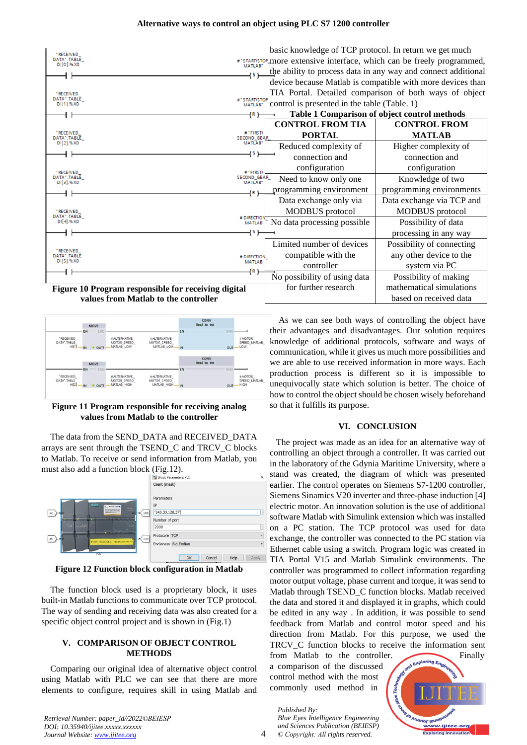Figure 10 Program responsible for receiving digital values from Matlab to the controller

Figure 11 Program responsible for receiving analog values from Matlab to the controller

The data from the SEND_DATA and RECEIVED_DATA arrays are sent through the TSEND_C and TRCV_C blocks to Matlab. To receive or send information from Matlab, you must also add a function block (Fig.12).

Figure 12 Function block configuration in Matlab

The function block used is a proprietary block, it uses built-in Matlab functions to communicate over TCP protocol. The way of sending and receiving data was also created for a specific object control project and is shown in (Fig.1)

## V. COMPARISON OF OBJECT CONTROL METHODS

Comparing our original idea of alternative object control using Matlab with PLC we can see that there are more elements to configure, requires skill in using Matlab and basic knowledge of TCP protocol. In return we get much more extensive interface, which can be freely programmed, the ability to process data in any way and connect additional device because Matlab is compatible with more devices than TIA Portal. Detailed comparison of both ways of object control is presented in the table (Table. 1)

**Table 1 Comparison of object control methods**

| CONTROL FROM TIA PORTAL | CONTROL FROM MATLAB |
|---|---|
| Reduced complexity of connection and configuration | Higher complexity of connection and configuration |
| Need to know only one programming environment | Knowledge of two programming environments |
| Data exchange only via MODBUS protocol | Data exchange via TCP and MODBUS protocol |
| No data processing possible | Possibility of data processing in any way |
| Limited number of devices compatible with the controller | Possibility of connecting any other device to the system via PC |
| No possibility of using data for further research | Possibility of making mathematical simulations based on received data |

As we can see both ways of controlling the object have their advantages and disadvantages. Our solution requires knowledge of additional protocols, software and ways of communication, while it gives us much more possibilities and we are able to use received information in more ways. Each production process is different so it is impossible to unequivocally state which solution is better. The choice of how to control the object should be chosen wisely beforehand so that it fulfills its purpose.

## VI. CONCLUSION

The project was made as an idea for an alternative way of controlling an object through a controller. It was carried out in the laboratory of the Gdynia Maritime University, where a stand was created, the diagram of which was presented earlier. The control operates on Siemens S7-1200 controller, Siemens Sinamics V20 inverter and three-phase induction [4] electric motor. An innovation solution is the use of additional software Matlab with Simulink extension which was installed on a PC station. The TCP protocol was used for data exchange, the controller was connected to the PC station via Ethernet cable using a switch. Program logic was created in TIA Portal V15 and Matlab Simulink environments. The controller was programmed to collect information regarding motor output voltage, phase current and torque, it was send to Matlab through TSEND_C function blocks. Matlab received the data and stored it and displayed it in graphs, which could be edited in any way . In addition, it was possible to send feedback from Matlab and control motor speed and his direction from Matlab. For this purpose, we used the TRCV_C function blocks to receive the information sent from Matlab to the controller. Finally a comparison of the discussed control method with the most commonly used method in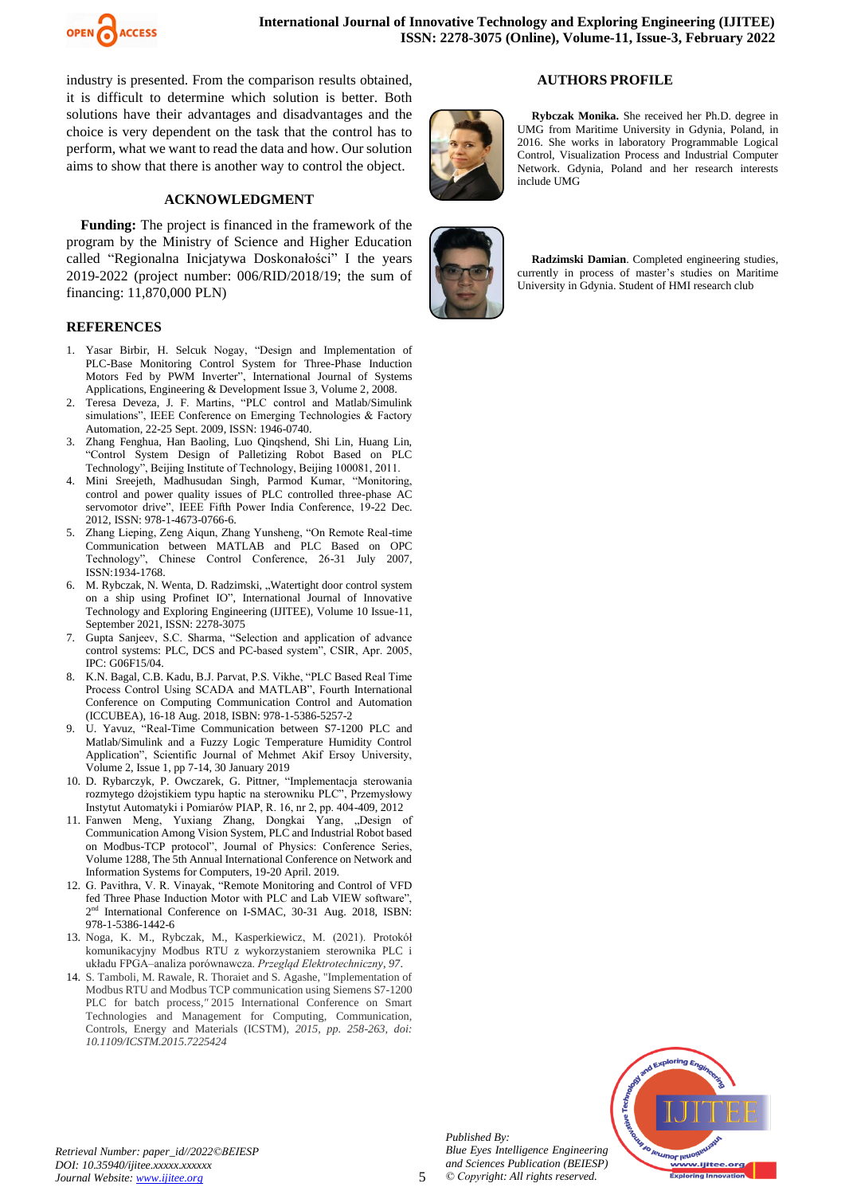industry is presented. From the comparison results obtained, it is difficult to determine which solution is better. Both solutions have their advantages and disadvantages and the choice is very dependent on the task that the control has to perform, what we want to read the data and how. Our solution aims to show that there is another way to control the object.

## ACKNOWLEDGMENT

**Funding:** The project is financed in the framework of the program by the Ministry of Science and Higher Education called "Regionalna Inicjatywa Doskonałości" I the years 2019-2022 (project number: 006/RID/2018/19; the sum of financing: 11,870,000 PLN)

## REFERENCES

1. Yasar Birbir, H. Selcuk Nogay, "Design and Implementation of PLC-Base Monitoring Control System for Three-Phase Induction Motors Fed by PWM Inverter", International Journal of Systems Applications, Engineering & Development Issue 3, Volume 2, 2008.
2. Teresa Deveza, J. F. Martins, "PLC control and Matlab/Simulink simulations", IEEE Conference on Emerging Technologies & Factory Automation, 22-25 Sept. 2009, ISSN: 1946-0740.
3. Zhang Fenghua, Han Baoling, Luo Qinqshend, Shi Lin, Huang Lin, "Control System Design of Palletizing Robot Based on PLC Technology", Beijing Institute of Technology, Beijing 100081, 2011.
4. Mini Sreejeth, Madhusudan Singh, Parmod Kumar, "Monitoring, control and power quality issues of PLC controlled three-phase AC servomotor drive", IEEE Fifth Power India Conference, 19-22 Dec. 2012, ISSN: 978-1-4673-0766-6.
5. Zhang Lieping, Zeng Aiqun, Zhang Yunsheng, "On Remote Real-time Communication between MATLAB and PLC Based on OPC Technology", Chinese Control Conference, 26-31 July 2007, ISSN:1934-1768.
6. M. Rybczak, N. Wenta, D. Radzimski, „Watertight door control system on a ship using Profinet IO", International Journal of Innovative Technology and Exploring Engineering (IJITEE), Volume 10 Issue-11, September 2021, ISSN: 2278-3075
7. Gupta Sanjeev, S.C. Sharma, "Selection and application of advance control systems: PLC, DCS and PC-based system", CSIR, Apr. 2005, IPC: G06F15/04.
8. K.N. Bagal, C.B. Kadu, B.J. Parvat, P.S. Vikhe, "PLC Based Real Time Process Control Using SCADA and MATLAB", Fourth International Conference on Computing Communication Control and Automation (ICCUBEA), 16-18 Aug. 2018, ISBN: 978-1-5386-5257-2
9. U. Yavuz, "Real-Time Communication between S7-1200 PLC and Matlab/Simulink and a Fuzzy Logic Temperature Humidity Control Application", Scientific Journal of Mehmet Akif Ersoy University, Volume 2, Issue 1, pp 7-14, 30 January 2019
10. D. Rybarczyk, P. Owczarek, G. Pittner, "Implementacja sterowania rozmytego dżojstikiem typu haptic na sterowniku PLC", Przemysłowy Instytut Automatyki i Pomiarów PIAP, R. 16, nr 2, pp. 404-409, 2012
11. Fanwen Meng, Yuxiang Zhang, Dongkai Yang, „Design of Communication Among Vision System, PLC and Industrial Robot based on Modbus-TCP protocol", Journal of Physics: Conference Series, Volume 1288, The 5th Annual International Conference on Network and Information Systems for Computers, 19-20 April. 2019.
12. G. Pavithra, V. R. Vinayak, "Remote Monitoring and Control of VFD fed Three Phase Induction Motor with PLC and Lab VIEW software", 2nd International Conference on I-SMAC, 30-31 Aug. 2018, ISBN: 978-1-5386-1442-6
13. Noga, K. M., Rybczak, M., Kasperkiewicz, M. (2021). Protokół komunikacyjny Modbus RTU z wykorzystaniem sterownika PLC i układu FPGA–analiza porównawcza. *Przegląd Elektrotechniczny*, *97*.
14. S. Tamboli, M. Rawale, R. Thoraiet and S. Agashe, "Implementation of Modbus RTU and Modbus TCP communication using Siemens S7-1200 PLC for batch process," 2015 International Conference on Smart Technologies and Management for Computing, Communication, Controls, Energy and Materials (ICSTM), *2015, pp. 258-263, doi: 10.1109/ICSTM.2015.7225424*

## AUTHORS PROFILE

**Rybczak Monika.** She received her Ph.D. degree in UMG from Maritime University in Gdynia, Poland, in 2016. She works in laboratory Programmable Logical Control, Visualization Process and Industrial Computer Network. Gdynia, Poland and her research interests include UMG

**Radzimski Damian**. Completed engineering studies, currently in process of master's studies on Maritime University in Gdynia. Student of HMI research club